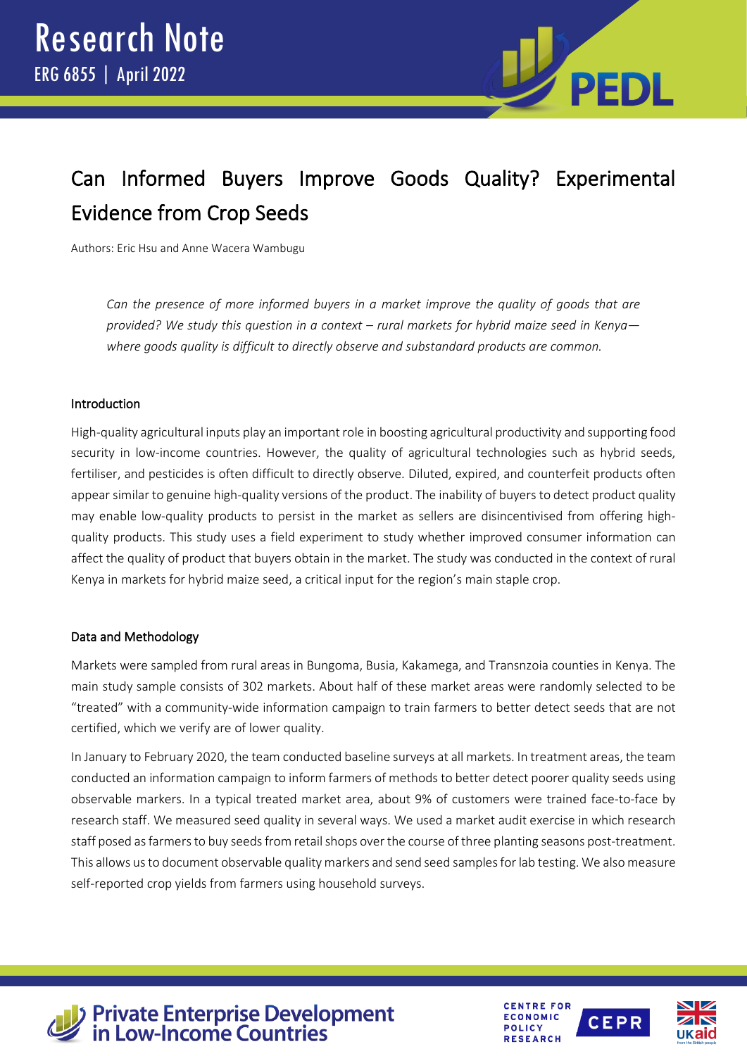Research Note

ERG 6855 | April 2022

# Can Informed Buyers Improve Goods Quality? Experimental Evidence from Crop Seeds

Authors: Eric Hsu and Anne Wacera Wambugu

*Can the presence of more informed buyers in a market improve the quality of goods that are provided? We study this question in a context – rural markets for hybrid maize seed in Kenya—where goods quality is difficult to directly observe and substandard products are common.*

## Introduction

High-quality agricultural inputs play an important role in boosting agricultural productivity and supporting food security in low-income countries. However, the quality of agricultural technologies such as hybrid seeds, fertiliser, and pesticides is often difficult to directly observe. Diluted, expired, and counterfeit products often appear similar to genuine high-quality versions of the product. The inability of buyers to detect product quality may enable low-quality products to persist in the market as sellers are disincentivised from offering high-quality products. This study uses a field experiment to study whether improved consumer information can affect the quality of product that buyers obtain in the market. The study was conducted in the context of rural Kenya in markets for hybrid maize seed, a critical input for the region's main staple crop.

## Data and Methodology

Markets were sampled from rural areas in Bungoma, Busia, Kakamega, and Transnzoia counties in Kenya. The main study sample consists of 302 markets. About half of these market areas were randomly selected to be "treated" with a community-wide information campaign to train farmers to better detect seeds that are not certified, which we verify are of lower quality.

In January to February 2020, the team conducted baseline surveys at all markets. In treatment areas, the team conducted an information campaign to inform farmers of methods to better detect poorer quality seeds using observable markers. In a typical treated market area, about 9% of customers were trained face-to-face by research staff. We measured seed quality in several ways. We used a market audit exercise in which research staff posed as farmers to buy seeds from retail shops over the course of three planting seasons post-treatment. This allows us to document observable quality markers and send seed samples for lab testing. We also measure self-reported crop yields from farmers using household surveys.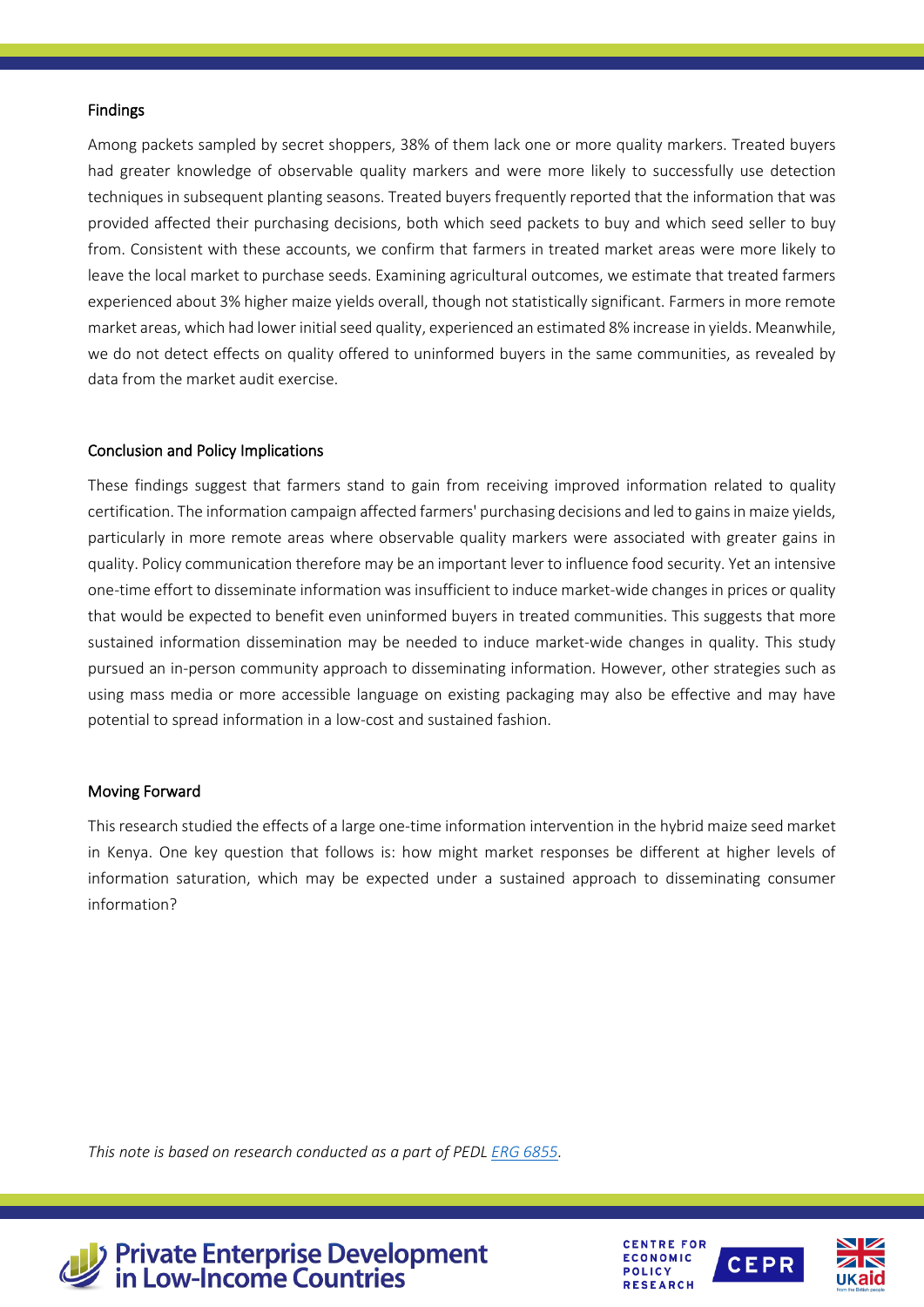### Findings

Among packets sampled by secret shoppers, 38% of them lack one or more quality markers. Treated buyers had greater knowledge of observable quality markers and were more likely to successfully use detection techniques in subsequent planting seasons. Treated buyers frequently reported that the information that was provided affected their purchasing decisions, both which seed packets to buy and which seed seller to buy from. Consistent with these accounts, we confirm that farmers in treated market areas were more likely to leave the local market to purchase seeds. Examining agricultural outcomes, we estimate that treated farmers experienced about 3% higher maize yields overall, though not statistically significant. Farmers in more remote market areas, which had lower initial seed quality, experienced an estimated 8% increase in yields. Meanwhile, we do not detect effects on quality offered to uninformed buyers in the same communities, as revealed by data from the market audit exercise.

### Conclusion and Policy Implications

These findings suggest that farmers stand to gain from receiving improved information related to quality certification. The information campaign affected farmers' purchasing decisions and led to gains in maize yields, particularly in more remote areas where observable quality markers were associated with greater gains in quality. Policy communication therefore may be an important lever to influence food security. Yet an intensive one-time effort to disseminate information was insufficient to induce market-wide changes in prices or quality that would be expected to benefit even uninformed buyers in treated communities. This suggests that more sustained information dissemination may be needed to induce market-wide changes in quality. This study pursued an in-person community approach to disseminating information. However, other strategies such as using mass media or more accessible language on existing packaging may also be effective and may have potential to spread information in a low-cost and sustained fashion.

### Moving Forward

This research studied the effects of a large one-time information intervention in the hybrid maize seed market in Kenya. One key question that follows is: how might market responses be different at higher levels of information saturation, which may be expected under a sustained approach to disseminating consumer information?

*This note is based on research conducted as a part of PEDL [ERG 6855](ERG 6855).*